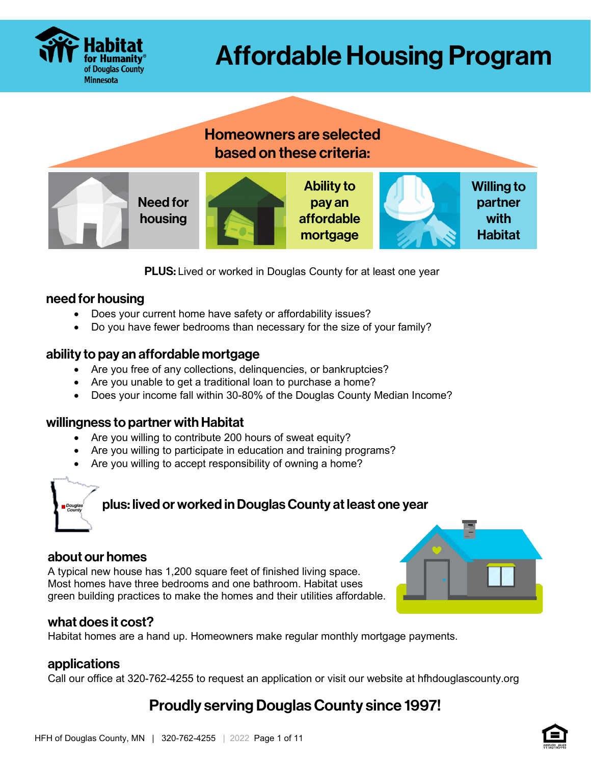Habitat for Humanity® of Douglas County Minnesota

# Affordable Housing Program

## Homeowners are selected based on these criteria:

| Need for housing | Ability to pay an affordable mortgage | Willing to partner with Habitat |
|---|---|---|

**PLUS:** Lived or worked in Douglas County for at least one year

### need for housing

- Does your current home have safety or affordability issues?
- Do you have fewer bedrooms than necessary for the size of your family?

### ability to pay an affordable mortgage

- Are you free of any collections, delinquencies, or bankruptcies?
- Are you unable to get a traditional loan to purchase a home?
- Does your income fall within 30-80% of the Douglas County Median Income?

### willingness to partner with Habitat

- Are you willing to contribute 200 hours of sweat equity?
- Are you willing to participate in education and training programs?
- Are you willing to accept responsibility of owning a home?

### plus: lived or worked in Douglas County at least one year

### about our homes

A typical new house has 1,200 square feet of finished living space. Most homes have three bedrooms and one bathroom. Habitat uses green building practices to make the homes and their utilities affordable.

### what does it cost?

Habitat homes are a hand up. Homeowners make regular monthly mortgage payments.

### applications

Call our office at 320-762-4255 to request an application or visit our website at hfhdouglascounty.org

## Proudly serving Douglas County since 1997!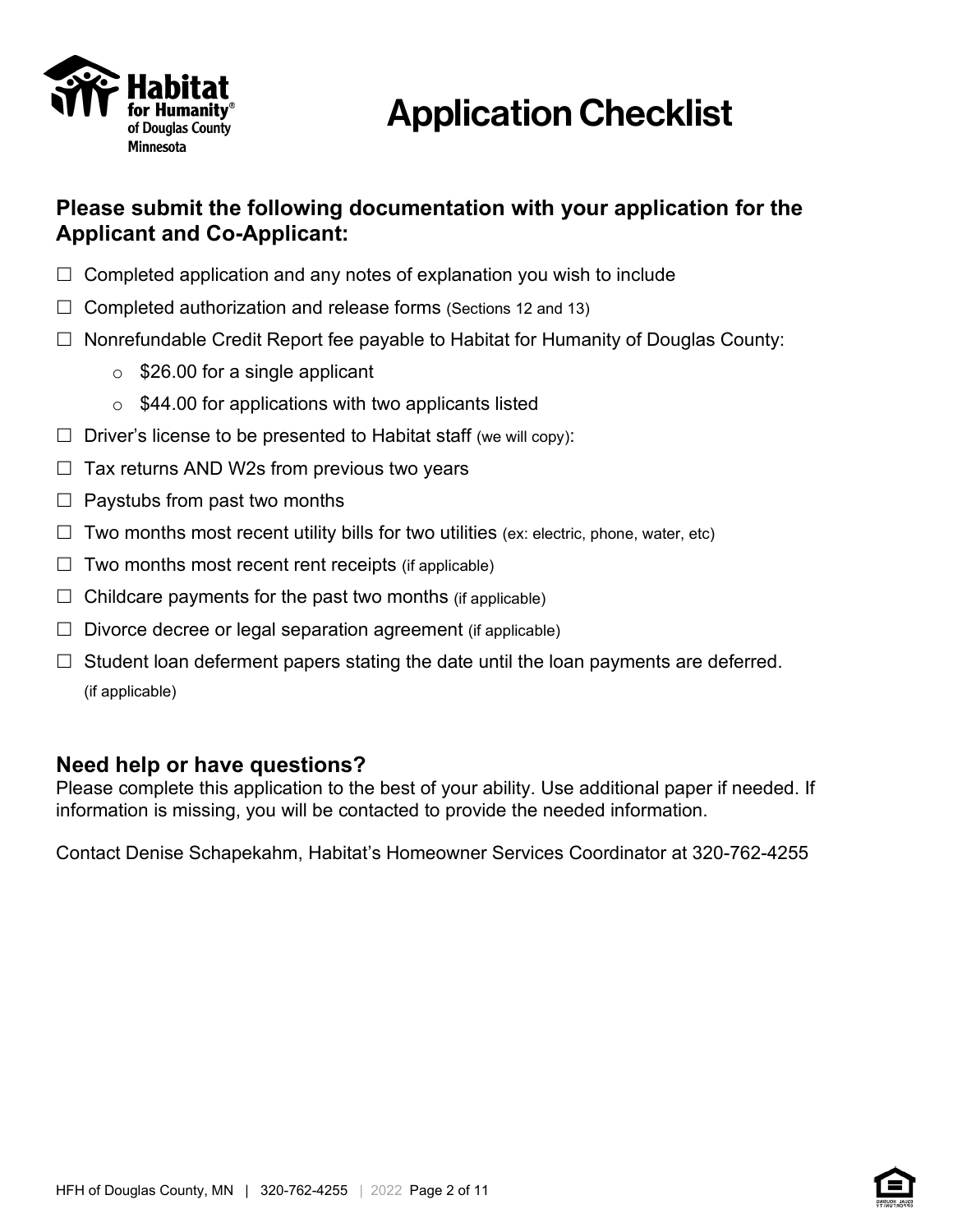# Application Checklist

## Please submit the following documentation with your application for the Applicant and Co-Applicant:

- ☐ Completed application and any notes of explanation you wish to include
- ☐ Completed authorization and release forms (Sections 12 and 13)
- ☐ Nonrefundable Credit Report fee payable to Habitat for Humanity of Douglas County:
  - $26.00 for a single applicant
  - $44.00 for applications with two applicants listed
- ☐ Driver's license to be presented to Habitat staff (we will copy):
- ☐ Tax returns AND W2s from previous two years
- ☐ Paystubs from past two months
- ☐ Two months most recent utility bills for two utilities (ex: electric, phone, water, etc)
- ☐ Two months most recent rent receipts (if applicable)
- ☐ Childcare payments for the past two months (if applicable)
- ☐ Divorce decree or legal separation agreement (if applicable)
- ☐ Student loan deferment papers stating the date until the loan payments are deferred. (if applicable)

## Need help or have questions?

Please complete this application to the best of your ability. Use additional paper if needed. If information is missing, you will be contacted to provide the needed information.

Contact Denise Schapekahm, Habitat's Homeowner Services Coordinator at 320-762-4255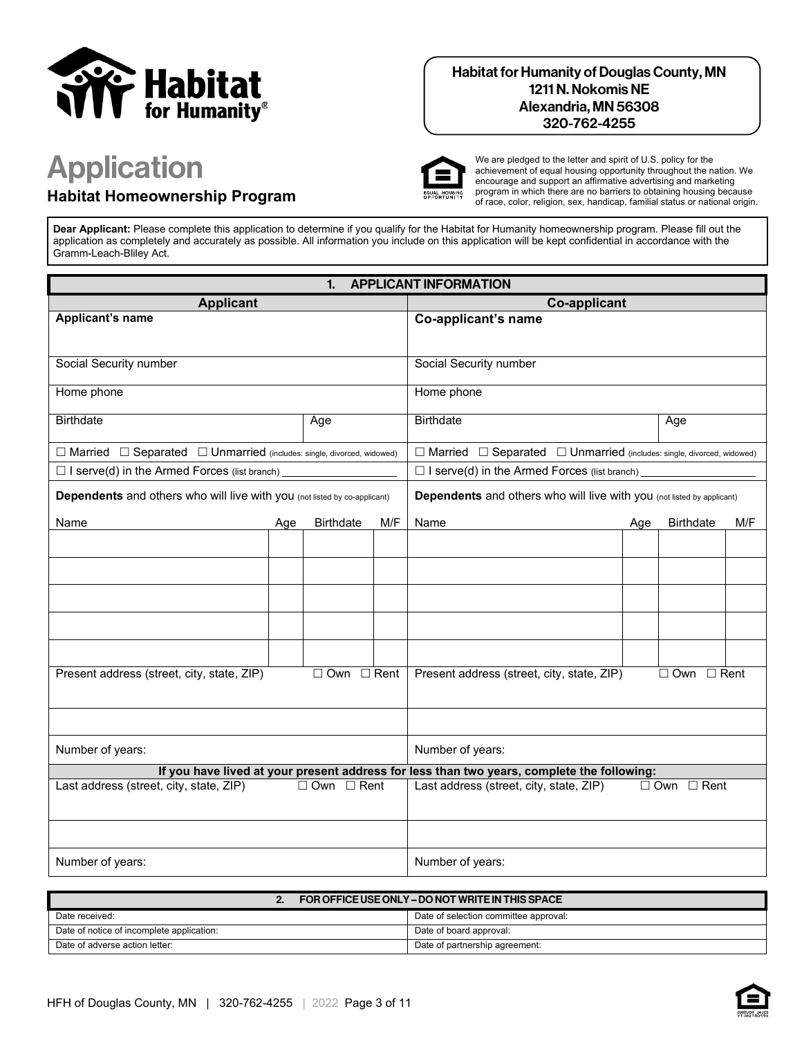**Habitat for Humanity of Douglas County, MN**
**1211 N. Nokomis NE**
**Alexandria, MN 56308**
**320-762-4255**

# Application

## Habitat Homeownership Program

We are pledged to the letter and spirit of U.S. policy for the achievement of equal housing opportunity throughout the nation. We encourage and support an affirmative advertising and marketing program in which there are no barriers to obtaining housing because of race, color, religion, sex, handicap, familial status or national origin.

**Dear Applicant:** Please complete this application to determine if you qualify for the Habitat for Humanity homeownership program. Please fill out the application as completely and accurately as possible. All information you include on this application will be kept confidential in accordance with the Gramm-Leach-Bliley Act.

### 1. APPLICANT INFORMATION

| Applicant | | | | Co-applicant | | | |
|---|---|---|---|---|---|---|---|
| **Applicant's name** | | | | **Co-applicant's name** | | | |
| Social Security number | | | | Social Security number | | | |
| Home phone | | | | Home phone | | | |
| Birthdate | Age | | | Birthdate | Age | | |
| ☐ Married ☐ Separated ☐ Unmarried (includes: single, divorced, widowed) | | | | ☐ Married ☐ Separated ☐ Unmarried (includes: single, divorced, widowed) | | | |
| ☐ I serve(d) in the Armed Forces (list branch) ______ | | | | ☐ I serve(d) in the Armed Forces (list branch) ______ | | | |
| **Dependents** and others who will live with you (not listed by co-applicant) | | | | **Dependents** and others who will live with you (not listed by applicant) | | | |
| Name | Age | Birthdate | M/F | Name | Age | Birthdate | M/F |
| | | | | | | | |
| | | | | | | | |
| | | | | | | | |
| | | | | | | | |
| | | | | | | | |
| Present address (street, city, state, ZIP) ☐ Own ☐ Rent | | | | Present address (street, city, state, ZIP) ☐ Own ☐ Rent | | | |
| | | | | | | | |
| Number of years: | | | | Number of years: | | | |
| **If you have lived at your present address for less than two years, complete the following:** | | | | | | | |
| Last address (street, city, state, ZIP) ☐ Own ☐ Rent | | | | Last address (street, city, state, ZIP) ☐ Own ☐ Rent | | | |
| | | | | | | | |
| Number of years: | | | | Number of years: | | | |

### 2. FOR OFFICE USE ONLY – DO NOT WRITE IN THIS SPACE

| | |
|---|---|
| Date received: | Date of selection committee approval: |
| Date of notice of incomplete application: | Date of board approval: |
| Date of adverse action letter: | Date of partnership agreement: |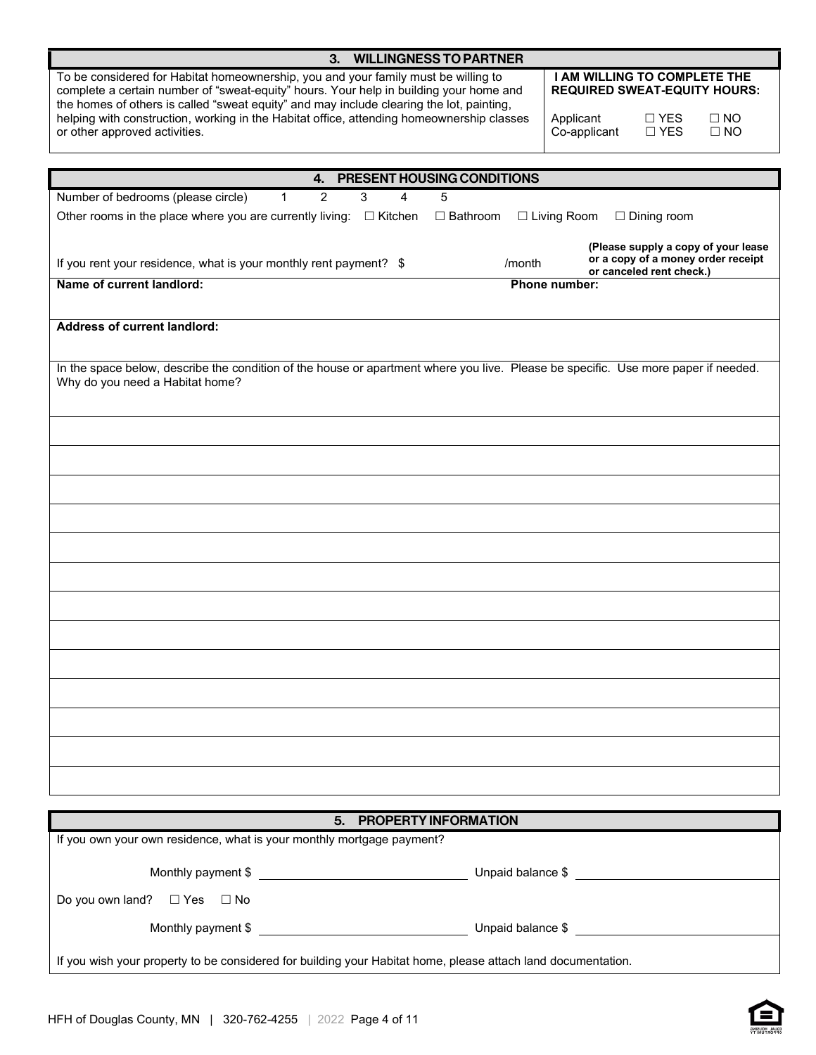## 3. WILLINGNESS TO PARTNER

To be considered for Habitat homeownership, you and your family must be willing to complete a certain number of "sweat-equity" hours. Your help in building your home and the homes of others is called "sweat equity" and may include clearing the lot, painting, helping with construction, working in the Habitat office, attending homeownership classes or other approved activities.

**I AM WILLING TO COMPLETE THE REQUIRED SWEAT-EQUITY HOURS:**

| | | |
|---|---|---|
| Applicant | ☐ YES | ☐ NO |
| Co-applicant | ☐ YES | ☐ NO |

## 4. PRESENT HOUSING CONDITIONS

Number of bedrooms (please circle)  1  2  3  4  5

Other rooms in the place where you are currently living: ☐ Kitchen ☐ Bathroom ☐ Living Room ☐ Dining room

If you rent your residence, what is your monthly rent payment? $ /month **(Please supply a copy of your lease or a copy of a money order receipt or canceled rent check.)**

**Name of current landlord:** **Phone number:**

**Address of current landlord:**

In the space below, describe the condition of the house or apartment where you live. Please be specific. Use more paper if needed. Why do you need a Habitat home?

## 5. PROPERTY INFORMATION

If you own your own residence, what is your monthly mortgage payment?

Monthly payment $ \_\_\_\_\_\_\_\_\_\_ Unpaid balance $ \_\_\_\_\_\_\_\_\_\_

Do you own land? ☐ Yes ☐ No

Monthly payment $ \_\_\_\_\_\_\_\_\_\_ Unpaid balance $ \_\_\_\_\_\_\_\_\_\_

If you wish your property to be considered for building your Habitat home, please attach land documentation.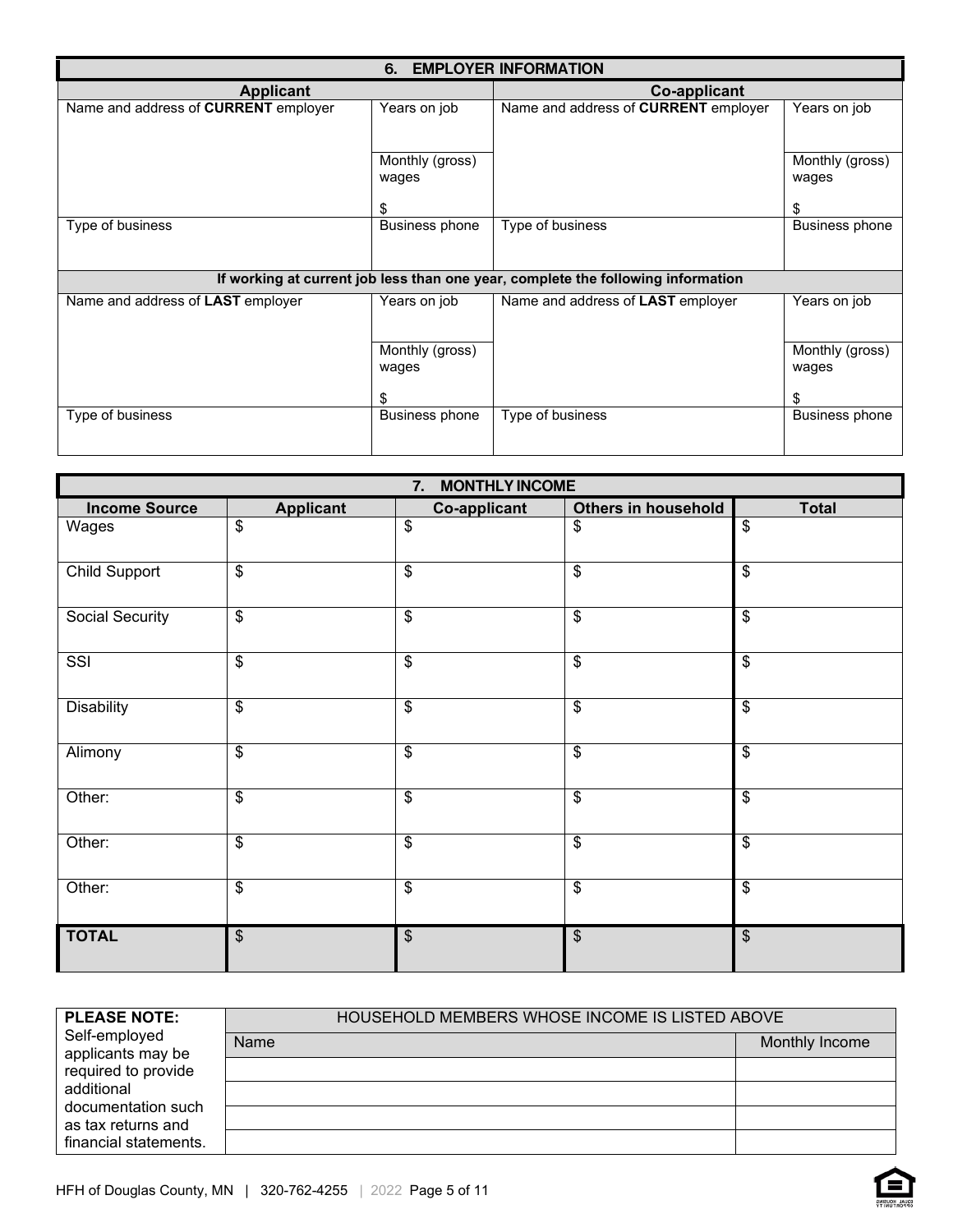## 6. EMPLOYER INFORMATION

| Applicant | | Co-applicant | |
|---|---|---|---|
| Name and address of **CURRENT** employer | Years on job | Name and address of **CURRENT** employer | Years on job |
| | Monthly (gross) wages<br>$ | | Monthly (gross) wages<br>$ |
| Type of business | Business phone | Type of business | Business phone |
| **If working at current job less than one year, complete the following information** | | | |
| Name and address of **LAST** employer | Years on job | Name and address of **LAST** employer | Years on job |
| | Monthly (gross) wages<br>$ | | Monthly (gross) wages<br>$ |
| Type of business | Business phone | Type of business | Business phone |

## 7. MONTHLY INCOME

| Income Source | Applicant | Co-applicant | Others in household | Total |
|---|---|---|---|---|
| Wages | $ | $ | $ | $ |
| Child Support | $ | $ | $ | $ |
| Social Security | $ | $ | $ | $ |
| SSI | $ | $ | $ | $ |
| Disability | $ | $ | $ | $ |
| Alimony | $ | $ | $ | $ |
| Other: | $ | $ | $ | $ |
| Other: | $ | $ | $ | $ |
| Other: | $ | $ | $ | $ |
| **TOTAL** | $ | $ | $ | $ |

| **PLEASE NOTE:** Self-employed applicants may be required to provide additional documentation such as tax returns and financial statements. | HOUSEHOLD MEMBERS WHOSE INCOME IS LISTED ABOVE | |
|---|---|---|
| | Name | Monthly Income |
| | | |
| | | |
| | | |
| | | |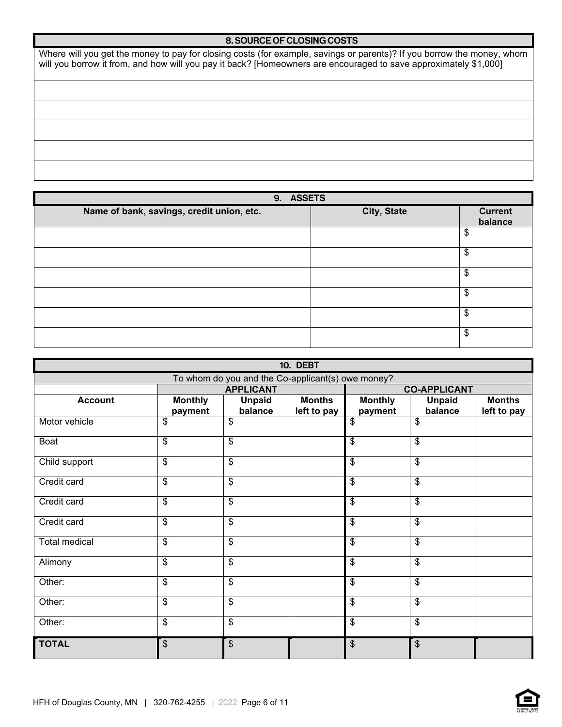## 8. SOURCE OF CLOSING COSTS

Where will you get the money to pay for closing costs (for example, savings or parents)? If you borrow the money, whom will you borrow it from, and how will you pay it back? [Homeowners are encouraged to save approximately $1,000]

| |
|---|
| |
| |
| |
| |
| |

## 9. ASSETS

| Name of bank, savings, credit union, etc. | City, State | Current balance |
|---|---|---|
| | | $ |
| | | $ |
| | | $ |
| | | $ |
| | | $ |
| | | $ |

## 10. DEBT

To whom do you and the Co-applicant(s) owe money?

| | APPLICANT | | | CO-APPLICANT | | |
|---|---|---|---|---|---|---|
| **Account** | **Monthly payment** | **Unpaid balance** | **Months left to pay** | **Monthly payment** | **Unpaid balance** | **Months left to pay** |
| Motor vehicle | $ | $ | | $ | $ | |
| Boat | $ | $ | | $ | $ | |
| Child support | $ | $ | | $ | $ | |
| Credit card | $ | $ | | $ | $ | |
| Credit card | $ | $ | | $ | $ | |
| Credit card | $ | $ | | $ | $ | |
| Total medical | $ | $ | | $ | $ | |
| Alimony | $ | $ | | $ | $ | |
| Other: | $ | $ | | $ | $ | |
| Other: | $ | $ | | $ | $ | |
| Other: | $ | $ | | $ | $ | |
| **TOTAL** | $ | $ | | $ | $ | |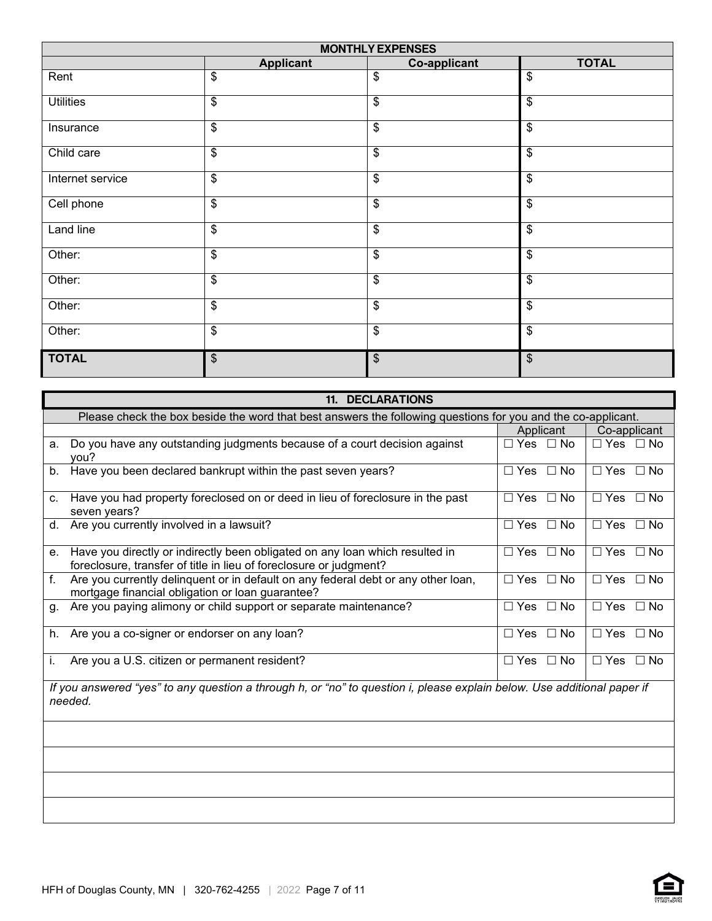| MONTHLY EXPENSES | | | |
|---|---|---|---|
| | **Applicant** | **Co-applicant** | **TOTAL** |
| Rent | $ | $ | $ |
| Utilities | $ | $ | $ |
| Insurance | $ | $ | $ |
| Child care | $ | $ | $ |
| Internet service | $ | $ | $ |
| Cell phone | $ | $ | $ |
| Land line | $ | $ | $ |
| Other: | $ | $ | $ |
| Other: | $ | $ | $ |
| Other: | $ | $ | $ |
| Other: | $ | $ | $ |
| **TOTAL** | $ | $ | $ |

## 11. DECLARATIONS

Please check the box beside the word that best answers the following questions for you and the co-applicant.

| | Applicant | Co-applicant |
|---|---|---|
| a. Do you have any outstanding judgments because of a court decision against you? | ☐ Yes ☐ No | ☐ Yes ☐ No |
| b. Have you been declared bankrupt within the past seven years? | ☐ Yes ☐ No | ☐ Yes ☐ No |
| c. Have you had property foreclosed on or deed in lieu of foreclosure in the past seven years? | ☐ Yes ☐ No | ☐ Yes ☐ No |
| d. Are you currently involved in a lawsuit? | ☐ Yes ☐ No | ☐ Yes ☐ No |
| e. Have you directly or indirectly been obligated on any loan which resulted in foreclosure, transfer of title in lieu of foreclosure or judgment? | ☐ Yes ☐ No | ☐ Yes ☐ No |
| f. Are you currently delinquent or in default on any federal debt or any other loan, mortgage financial obligation or loan guarantee? | ☐ Yes ☐ No | ☐ Yes ☐ No |
| g. Are you paying alimony or child support or separate maintenance? | ☐ Yes ☐ No | ☐ Yes ☐ No |
| h. Are you a co-signer or endorser on any loan? | ☐ Yes ☐ No | ☐ Yes ☐ No |
| i. Are you a U.S. citizen or permanent resident? | ☐ Yes ☐ No | ☐ Yes ☐ No |

*If you answered "yes" to any question a through h, or "no" to question i, please explain below. Use additional paper if needed.*

_______________________________________________

_______________________________________________

_______________________________________________

_______________________________________________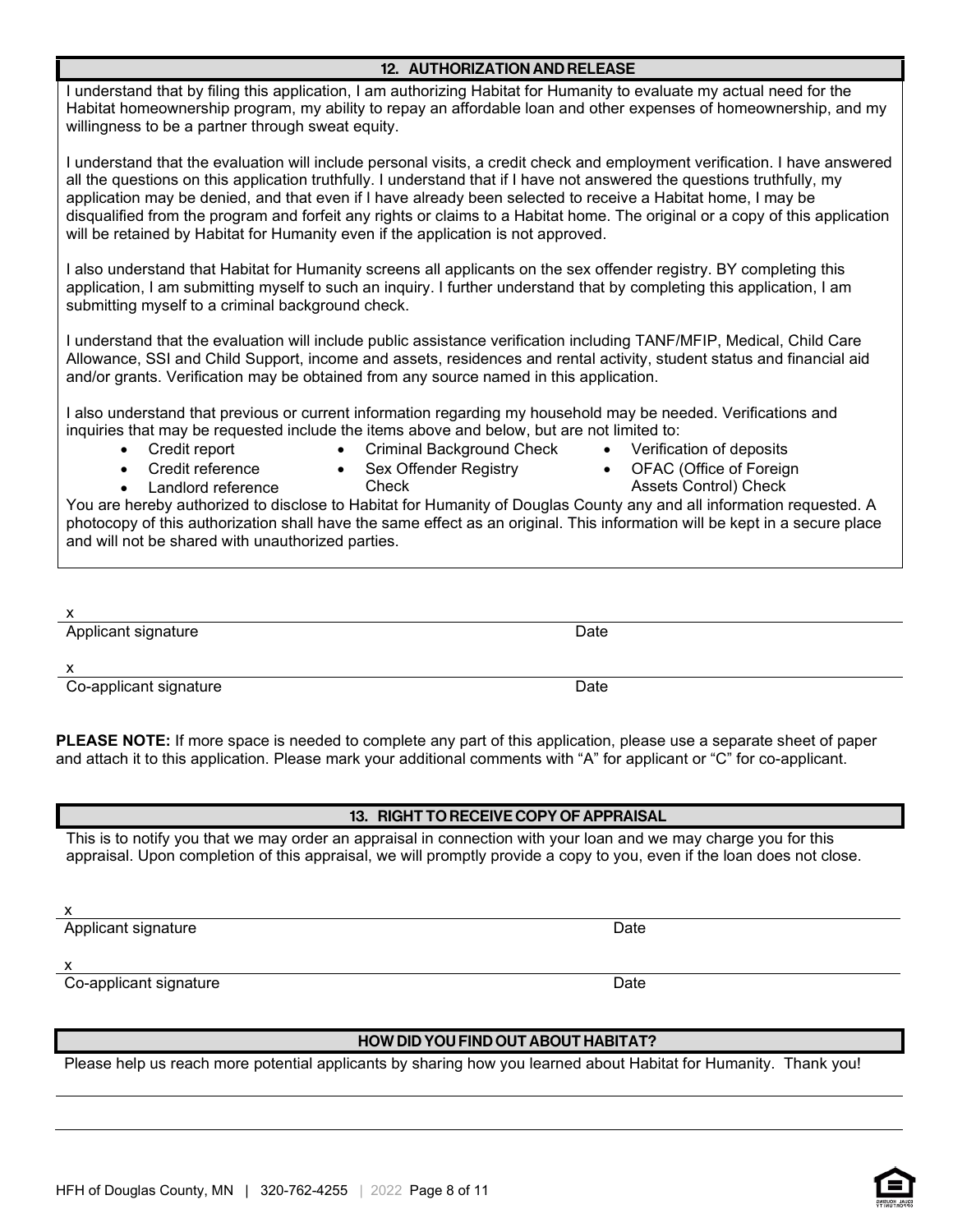## 12. AUTHORIZATION AND RELEASE

I understand that by filing this application, I am authorizing Habitat for Humanity to evaluate my actual need for the Habitat homeownership program, my ability to repay an affordable loan and other expenses of homeownership, and my willingness to be a partner through sweat equity.

I understand that the evaluation will include personal visits, a credit check and employment verification. I have answered all the questions on this application truthfully. I understand that if I have not answered the questions truthfully, my application may be denied, and that even if I have already been selected to receive a Habitat home, I may be disqualified from the program and forfeit any rights or claims to a Habitat home. The original or a copy of this application will be retained by Habitat for Humanity even if the application is not approved.

I also understand that Habitat for Humanity screens all applicants on the sex offender registry. BY completing this application, I am submitting myself to such an inquiry. I further understand that by completing this application, I am submitting myself to a criminal background check.

I understand that the evaluation will include public assistance verification including TANF/MFIP, Medical, Child Care Allowance, SSI and Child Support, income and assets, residences and rental activity, student status and financial aid and/or grants. Verification may be obtained from any source named in this application.

I also understand that previous or current information regarding my household may be needed. Verifications and inquiries that may be requested include the items above and below, but are not limited to:

- Credit report
- Credit reference
- Landlord reference
- Criminal Background Check
- Sex Offender Registry Check
- Verification of deposits
- OFAC (Office of Foreign Assets Control) Check

You are hereby authorized to disclose to Habitat for Humanity of Douglas County any and all information requested. A photocopy of this authorization shall have the same effect as an original. This information will be kept in a secure place and will not be shared with unauthorized parties.

x ______________________________________________
Applicant signature Date

x ______________________________________________
Co-applicant signature Date

**PLEASE NOTE:** If more space is needed to complete any part of this application, please use a separate sheet of paper and attach it to this application. Please mark your additional comments with "A" for applicant or "C" for co-applicant.

## 13. RIGHT TO RECEIVE COPY OF APPRAISAL

This is to notify you that we may order an appraisal in connection with your loan and we may charge you for this appraisal. Upon completion of this appraisal, we will promptly provide a copy to you, even if the loan does not close.

x ______________________________________________
Applicant signature Date

x ______________________________________________
Co-applicant signature Date

## HOW DID YOU FIND OUT ABOUT HABITAT?

Please help us reach more potential applicants by sharing how you learned about Habitat for Humanity. Thank you!

______________________________________________

______________________________________________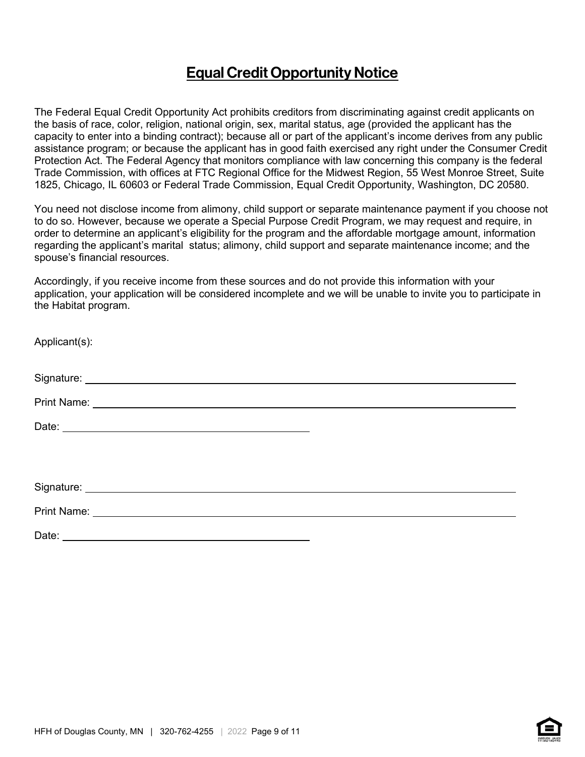# Equal Credit Opportunity Notice

The Federal Equal Credit Opportunity Act prohibits creditors from discriminating against credit applicants on the basis of race, color, religion, national origin, sex, marital status, age (provided the applicant has the capacity to enter into a binding contract); because all or part of the applicant's income derives from any public assistance program; or because the applicant has in good faith exercised any right under the Consumer Credit Protection Act. The Federal Agency that monitors compliance with law concerning this company is the federal Trade Commission, with offices at FTC Regional Office for the Midwest Region, 55 West Monroe Street, Suite 1825, Chicago, IL 60603 or Federal Trade Commission, Equal Credit Opportunity, Washington, DC 20580.

You need not disclose income from alimony, child support or separate maintenance payment if you choose not to do so. However, because we operate a Special Purpose Credit Program, we may request and require, in order to determine an applicant's eligibility for the program and the affordable mortgage amount, information regarding the applicant's marital status; alimony, child support and separate maintenance income; and the spouse's financial resources.

Accordingly, if you receive income from these sources and do not provide this information with your application, your application will be considered incomplete and we will be unable to invite you to participate in the Habitat program.

Applicant(s):

Signature: ______________________________________________

Print Name: ______________________________________________

Date: ____________________________

Signature: ______________________________________________

Print Name: ______________________________________________

Date: ____________________________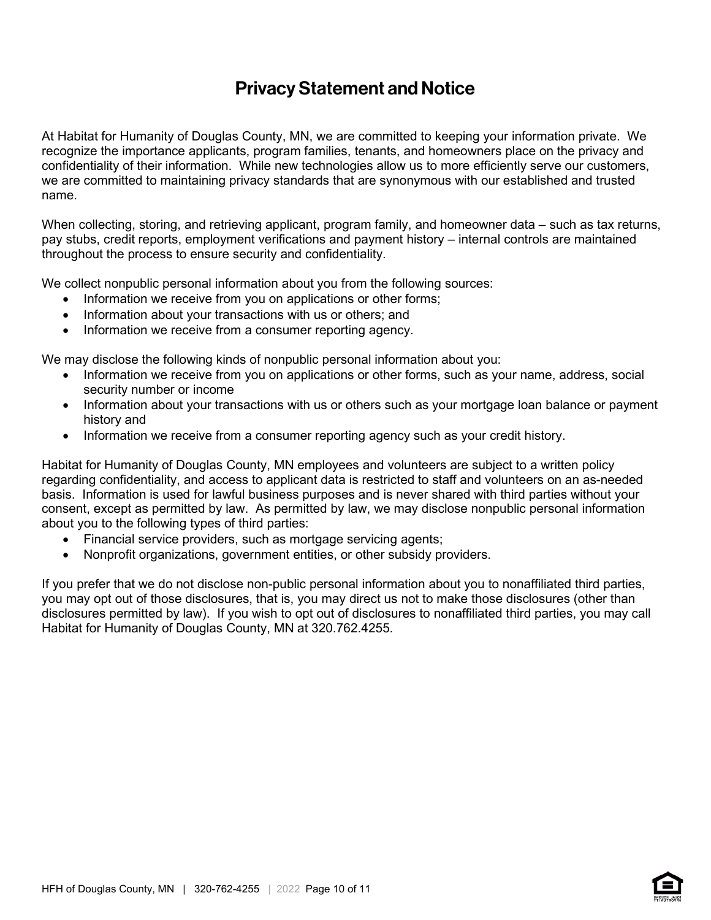# Privacy Statement and Notice

At Habitat for Humanity of Douglas County, MN, we are committed to keeping your information private. We recognize the importance applicants, program families, tenants, and homeowners place on the privacy and confidentiality of their information. While new technologies allow us to more efficiently serve our customers, we are committed to maintaining privacy standards that are synonymous with our established and trusted name.

When collecting, storing, and retrieving applicant, program family, and homeowner data – such as tax returns, pay stubs, credit reports, employment verifications and payment history – internal controls are maintained throughout the process to ensure security and confidentiality.

We collect nonpublic personal information about you from the following sources:

- Information we receive from you on applications or other forms;
- Information about your transactions with us or others; and
- Information we receive from a consumer reporting agency.

We may disclose the following kinds of nonpublic personal information about you:

- Information we receive from you on applications or other forms, such as your name, address, social security number or income
- Information about your transactions with us or others such as your mortgage loan balance or payment history and
- Information we receive from a consumer reporting agency such as your credit history.

Habitat for Humanity of Douglas County, MN employees and volunteers are subject to a written policy regarding confidentiality, and access to applicant data is restricted to staff and volunteers on an as-needed basis. Information is used for lawful business purposes and is never shared with third parties without your consent, except as permitted by law. As permitted by law, we may disclose nonpublic personal information about you to the following types of third parties:

- Financial service providers, such as mortgage servicing agents;
- Nonprofit organizations, government entities, or other subsidy providers.

If you prefer that we do not disclose non-public personal information about you to nonaffiliated third parties, you may opt out of those disclosures, that is, you may direct us not to make those disclosures (other than disclosures permitted by law). If you wish to opt out of disclosures to nonaffiliated third parties, you may call Habitat for Humanity of Douglas County, MN at 320.762.4255.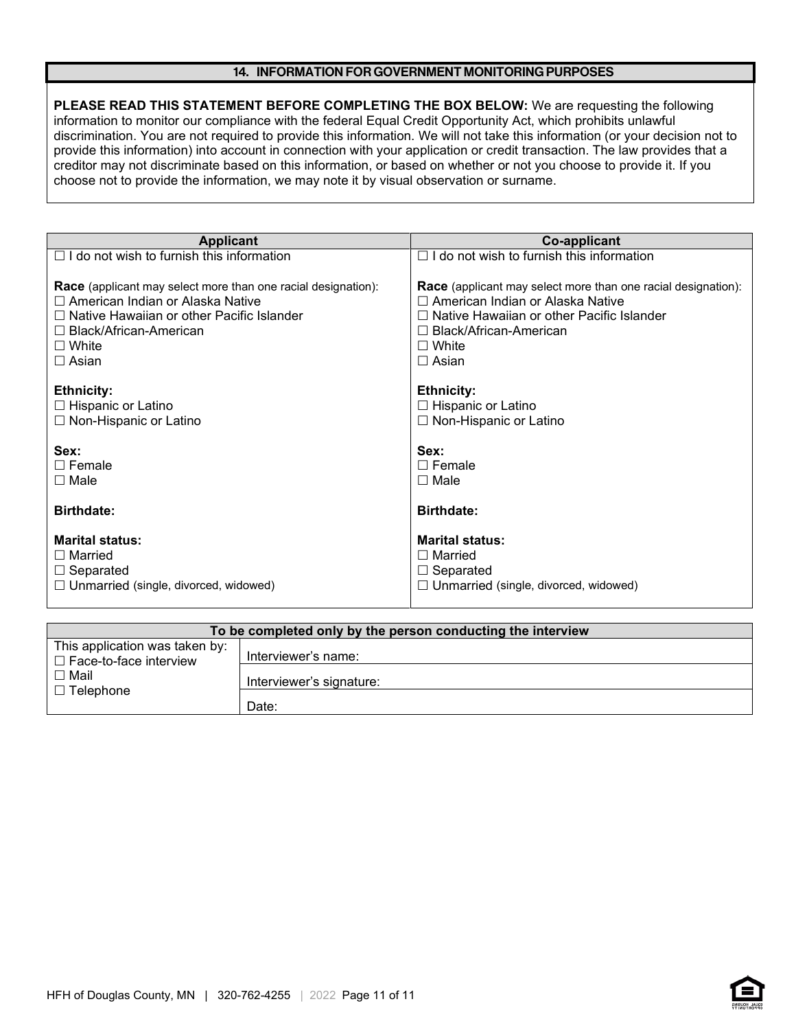## 14. INFORMATION FOR GOVERNMENT MONITORING PURPOSES

**PLEASE READ THIS STATEMENT BEFORE COMPLETING THE BOX BELOW:** We are requesting the following information to monitor our compliance with the federal Equal Credit Opportunity Act, which prohibits unlawful discrimination. You are not required to provide this information. We will not take this information (or your decision not to provide this information) into account in connection with your application or credit transaction. The law provides that a creditor may not discriminate based on this information, or based on whether or not you choose to provide it. If you choose not to provide the information, we may note it by visual observation or surname.

| Applicant | Co-applicant |
|---|---|
| ☐ I do not wish to furnish this information | ☐ I do not wish to furnish this information |
| **Race** (applicant may select more than one racial designation):<br>☐ American Indian or Alaska Native<br>☐ Native Hawaiian or other Pacific Islander<br>☐ Black/African-American<br>☐ White<br>☐ Asian | **Race** (applicant may select more than one racial designation):<br>☐ American Indian or Alaska Native<br>☐ Native Hawaiian or other Pacific Islander<br>☐ Black/African-American<br>☐ White<br>☐ Asian |
| **Ethnicity:**<br>☐ Hispanic or Latino<br>☐ Non-Hispanic or Latino | **Ethnicity:**<br>☐ Hispanic or Latino<br>☐ Non-Hispanic or Latino |
| **Sex:**<br>☐ Female<br>☐ Male | **Sex:**<br>☐ Female<br>☐ Male |
| **Birthdate:** | **Birthdate:** |
| **Marital status:**<br>☐ Married<br>☐ Separated<br>☐ Unmarried (single, divorced, widowed) | **Marital status:**<br>☐ Married<br>☐ Separated<br>☐ Unmarried (single, divorced, widowed) |

| To be completed only by the person conducting the interview | |
|---|---|
| This application was taken by:<br>☐ Face-to-face interview<br>☐ Mail<br>☐ Telephone | Interviewer's name: |
| | Interviewer's signature: |
| | Date: |